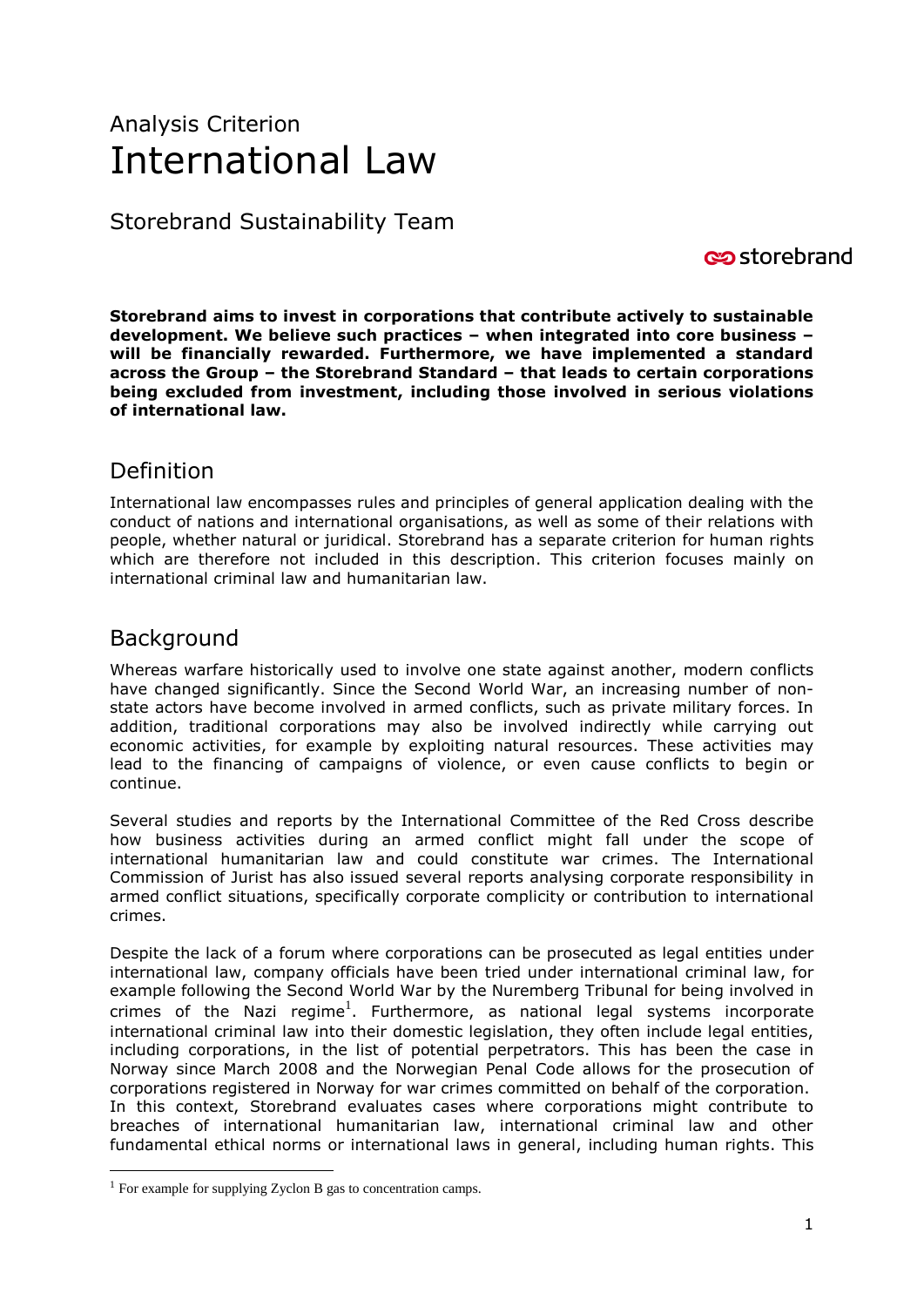Analysis Criterion

# International Law

## Storebrand Sustainability Team

storebrand

**Storebrand aims to invest in corporations that contribute actively to sustainable development. We believe such practices – when integrated into core business – will be financially rewarded. Furthermore, we have implemented a standard across the Group – the Storebrand Standard – that leads to certain corporations being excluded from investment, including those involved in serious violations of international law.**

## Definition

International law encompasses rules and principles of general application dealing with the conduct of nations and international organisations, as well as some of their relations with people, whether natural or juridical. Storebrand has a separate criterion for human rights which are therefore not included in this description. This criterion focuses mainly on international criminal law and humanitarian law.

## Background

Whereas warfare historically used to involve one state against another, modern conflicts have changed significantly. Since the Second World War, an increasing number of non-state actors have become involved in armed conflicts, such as private military forces. In addition, traditional corporations may also be involved indirectly while carrying out economic activities, for example by exploiting natural resources. These activities may lead to the financing of campaigns of violence, or even cause conflicts to begin or continue.

Several studies and reports by the International Committee of the Red Cross describe how business activities during an armed conflict might fall under the scope of international humanitarian law and could constitute war crimes. The International Commission of Jurist has also issued several reports analysing corporate responsibility in armed conflict situations, specifically corporate complicity or contribution to international crimes.

Despite the lack of a forum where corporations can be prosecuted as legal entities under international law, company officials have been tried under international criminal law, for example following the Second World War by the Nuremberg Tribunal for being involved in crimes of the Nazi regime[1]. Furthermore, as national legal systems incorporate international criminal law into their domestic legislation, they often include legal entities, including corporations, in the list of potential perpetrators. This has been the case in Norway since March 2008 and the Norwegian Penal Code allows for the prosecution of corporations registered in Norway for war crimes committed on behalf of the corporation.
In this context, Storebrand evaluates cases where corporations might contribute to breaches of international humanitarian law, international criminal law and other fundamental ethical norms or international laws in general, including human rights. This

[1] For example for supplying Zyclon B gas to concentration camps.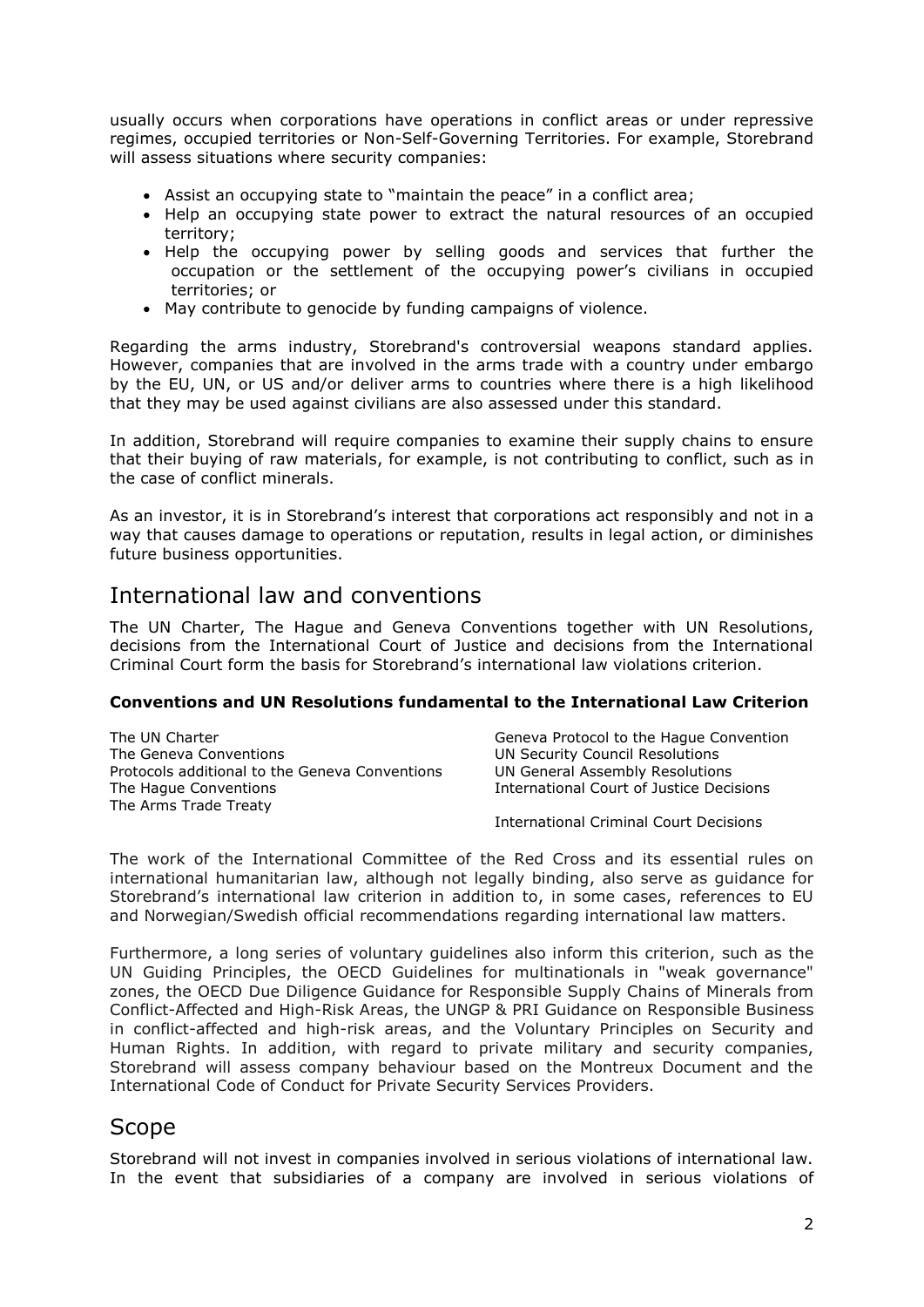usually occurs when corporations have operations in conflict areas or under repressive regimes, occupied territories or Non-Self-Governing Territories. For example, Storebrand will assess situations where security companies:

- Assist an occupying state to "maintain the peace" in a conflict area;
- Help an occupying state power to extract the natural resources of an occupied territory;
- Help the occupying power by selling goods and services that further the occupation or the settlement of the occupying power's civilians in occupied territories; or
- May contribute to genocide by funding campaigns of violence.

Regarding the arms industry, Storebrand's controversial weapons standard applies. However, companies that are involved in the arms trade with a country under embargo by the EU, UN, or US and/or deliver arms to countries where there is a high likelihood that they may be used against civilians are also assessed under this standard.

In addition, Storebrand will require companies to examine their supply chains to ensure that their buying of raw materials, for example, is not contributing to conflict, such as in the case of conflict minerals.

As an investor, it is in Storebrand's interest that corporations act responsibly and not in a way that causes damage to operations or reputation, results in legal action, or diminishes future business opportunities.

## International law and conventions

The UN Charter, The Hague and Geneva Conventions together with UN Resolutions, decisions from the International Court of Justice and decisions from the International Criminal Court form the basis for Storebrand's international law violations criterion.

**Conventions and UN Resolutions fundamental to the International Law Criterion**

| | |
|---|---|
| The UN Charter | Geneva Protocol to the Hague Convention |
| The Geneva Conventions | UN Security Council Resolutions |
| Protocols additional to the Geneva Conventions | UN General Assembly Resolutions |
| The Hague Conventions | International Court of Justice Decisions |
| The Arms Trade Treaty | International Criminal Court Decisions |

The work of the International Committee of the Red Cross and its essential rules on international humanitarian law, although not legally binding, also serve as guidance for Storebrand's international law criterion in addition to, in some cases, references to EU and Norwegian/Swedish official recommendations regarding international law matters.

Furthermore, a long series of voluntary guidelines also inform this criterion, such as the UN Guiding Principles, the OECD Guidelines for multinationals in "weak governance" zones, the OECD Due Diligence Guidance for Responsible Supply Chains of Minerals from Conflict-Affected and High-Risk Areas, the UNGP & PRI Guidance on Responsible Business in conflict-affected and high-risk areas, and the Voluntary Principles on Security and Human Rights. In addition, with regard to private military and security companies, Storebrand will assess company behaviour based on the Montreux Document and the International Code of Conduct for Private Security Services Providers.

## Scope

Storebrand will not invest in companies involved in serious violations of international law. In the event that subsidiaries of a company are involved in serious violations of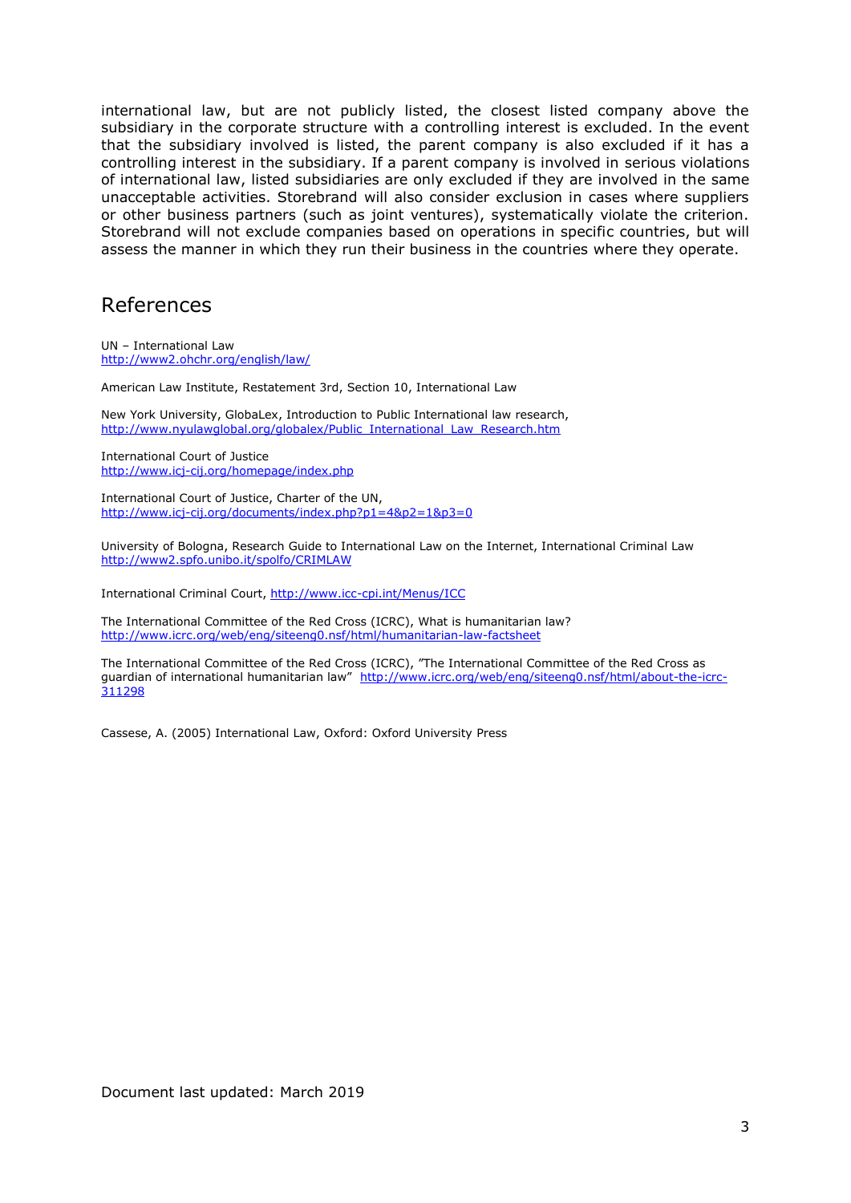international law, but are not publicly listed, the closest listed company above the subsidiary in the corporate structure with a controlling interest is excluded. In the event that the subsidiary involved is listed, the parent company is also excluded if it has a controlling interest in the subsidiary. If a parent company is involved in serious violations of international law, listed subsidiaries are only excluded if they are involved in the same unacceptable activities. Storebrand will also consider exclusion in cases where suppliers or other business partners (such as joint ventures), systematically violate the criterion. Storebrand will not exclude companies based on operations in specific countries, but will assess the manner in which they run their business in the countries where they operate.

## References

UN – International Law
http://www2.ohchr.org/english/law/

American Law Institute, Restatement 3rd, Section 10, International Law

New York University, GlobaLex, Introduction to Public International law research,
http://www.nyulawglobal.org/globalex/Public_International_Law_Research.htm

International Court of Justice
http://www.icj-cij.org/homepage/index.php

International Court of Justice, Charter of the UN,
http://www.icj-cij.org/documents/index.php?p1=4&p2=1&p3=0

University of Bologna, Research Guide to International Law on the Internet, International Criminal Law
http://www2.spfo.unibo.it/spolfo/CRIMLAW

International Criminal Court, http://www.icc-cpi.int/Menus/ICC

The International Committee of the Red Cross (ICRC), What is humanitarian law?
http://www.icrc.org/web/eng/siteeng0.nsf/html/humanitarian-law-factsheet

The International Committee of the Red Cross (ICRC), "The International Committee of the Red Cross as guardian of international humanitarian law" http://www.icrc.org/web/eng/siteeng0.nsf/html/about-the-icrc-311298

Cassese, A. (2005) International Law, Oxford: Oxford University Press

Document last updated: March 2019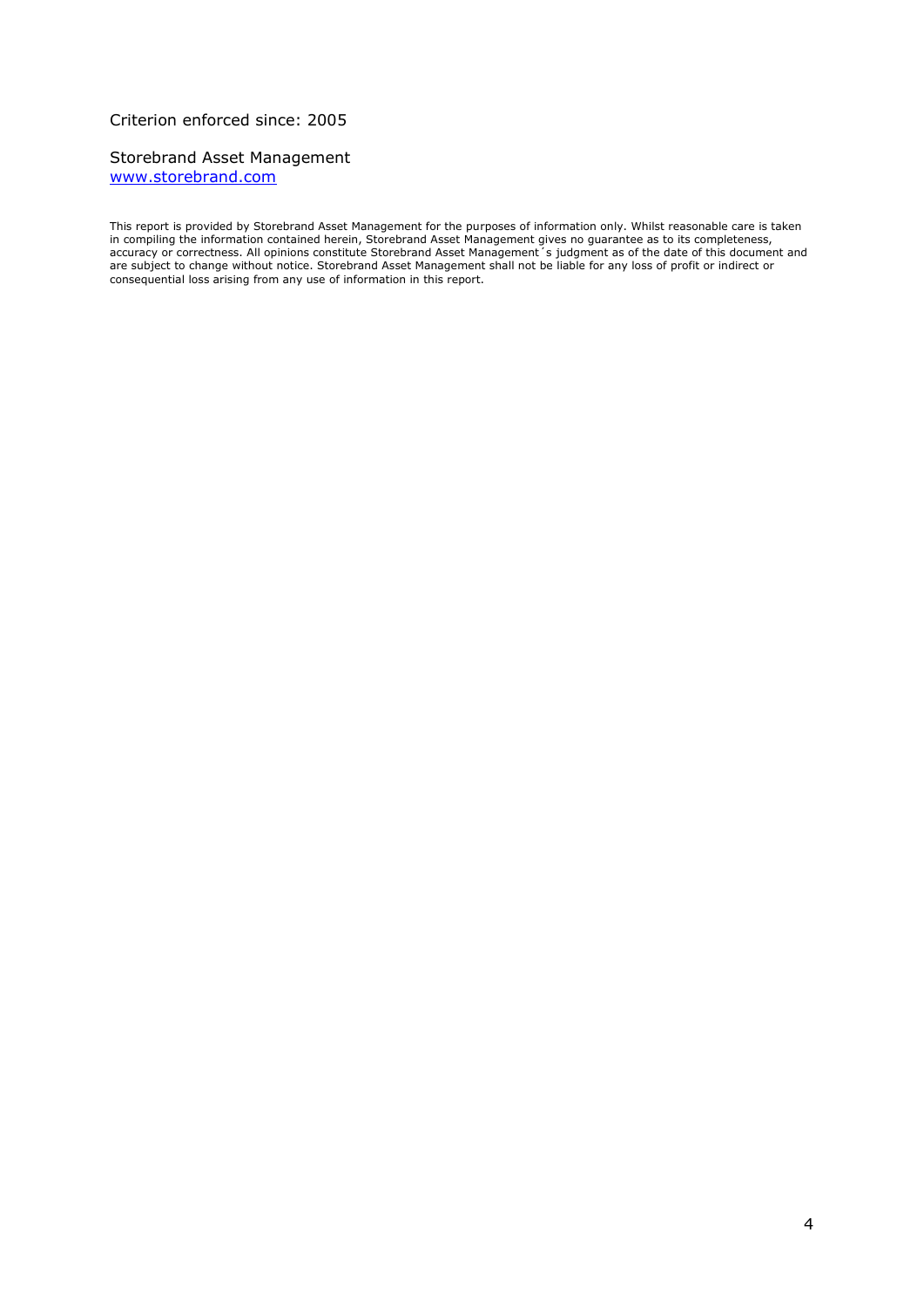Criterion enforced since: 2005

Storebrand Asset Management
[www.storebrand.com](http://www.storebrand.com)

This report is provided by Storebrand Asset Management for the purposes of information only. Whilst reasonable care is taken in compiling the information contained herein, Storebrand Asset Management gives no guarantee as to its completeness, accuracy or correctness. All opinions constitute Storebrand Asset Management´s judgment as of the date of this document and are subject to change without notice. Storebrand Asset Management shall not be liable for any loss of profit or indirect or consequential loss arising from any use of information in this report.